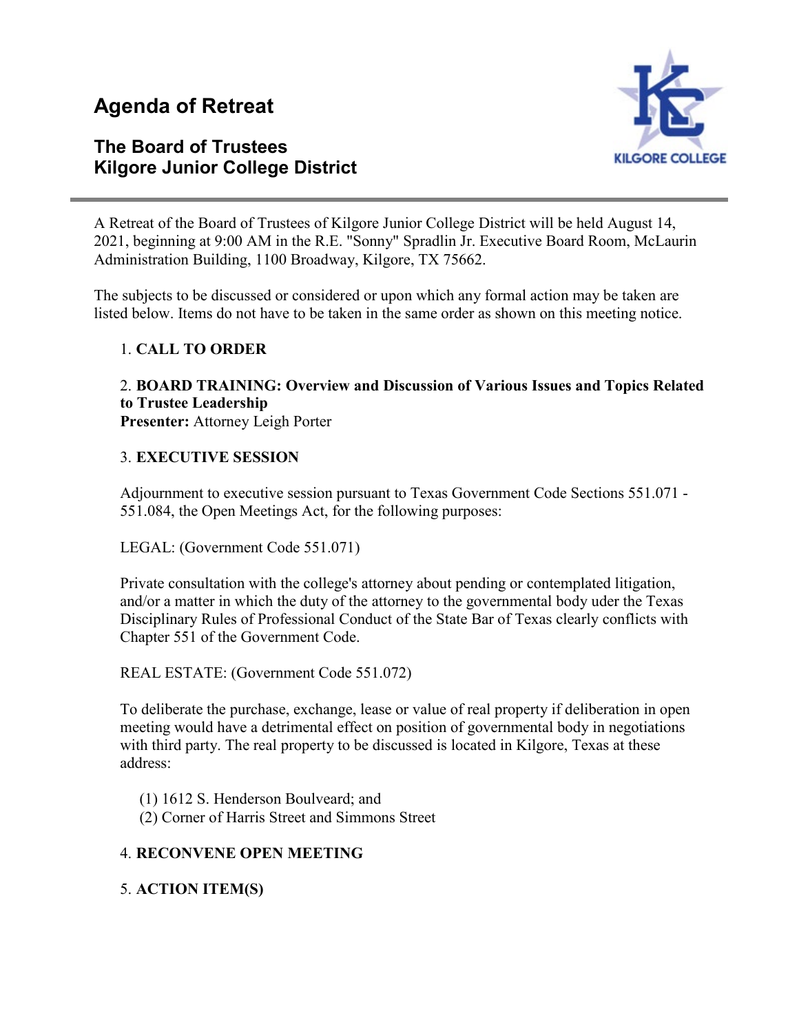# Agenda of Retreat

## The Board of Trustees
## Kilgore Junior College District

A Retreat of the Board of Trustees of Kilgore Junior College District will be held August 14, 2021, beginning at 9:00 AM in the R.E. "Sonny" Spradlin Jr. Executive Board Room, McLaurin Administration Building, 1100 Broadway, Kilgore, TX 75662.

The subjects to be discussed or considered or upon which any formal action may be taken are listed below. Items do not have to be taken in the same order as shown on this meeting notice.

1. **CALL TO ORDER**

2. **BOARD TRAINING: Overview and Discussion of Various Issues and Topics Related to Trustee Leadership**
   **Presenter:** Attorney Leigh Porter

3. **EXECUTIVE SESSION**

   Adjournment to executive session pursuant to Texas Government Code Sections 551.071 - 551.084, the Open Meetings Act, for the following purposes:

   LEGAL: (Government Code 551.071)

   Private consultation with the college's attorney about pending or contemplated litigation, and/or a matter in which the duty of the attorney to the governmental body uder the Texas Disciplinary Rules of Professional Conduct of the State Bar of Texas clearly conflicts with Chapter 551 of the Government Code.

   REAL ESTATE: (Government Code 551.072)

   To deliberate the purchase, exchange, lease or value of real property if deliberation in open meeting would have a detrimental effect on position of governmental body in negotiations with third party. The real property to be discussed is located in Kilgore, Texas at these address:

   (1) 1612 S. Henderson Boulveard; and
   (2) Corner of Harris Street and Simmons Street

4. **RECONVENE OPEN MEETING**

5. **ACTION ITEM(S)**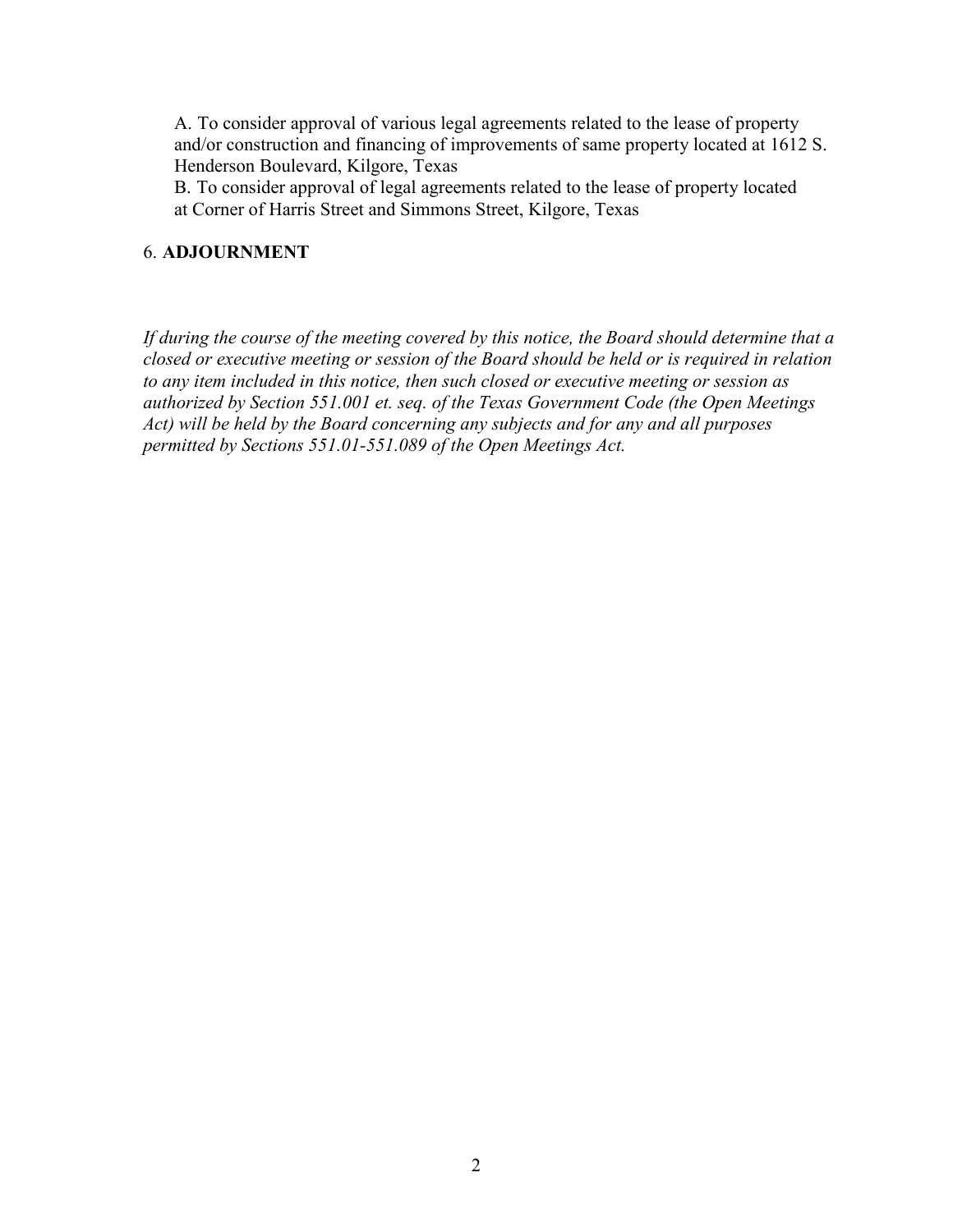A. To consider approval of various legal agreements related to the lease of property and/or construction and financing of improvements of same property located at 1612 S. Henderson Boulevard, Kilgore, Texas

B. To consider approval of legal agreements related to the lease of property located at Corner of Harris Street and Simmons Street, Kilgore, Texas

6. **ADJOURNMENT**

*If during the course of the meeting covered by this notice, the Board should determine that a closed or executive meeting or session of the Board should be held or is required in relation to any item included in this notice, then such closed or executive meeting or session as authorized by Section 551.001 et. seq. of the Texas Government Code (the Open Meetings Act) will be held by the Board concerning any subjects and for any and all purposes permitted by Sections 551.01-551.089 of the Open Meetings Act.*